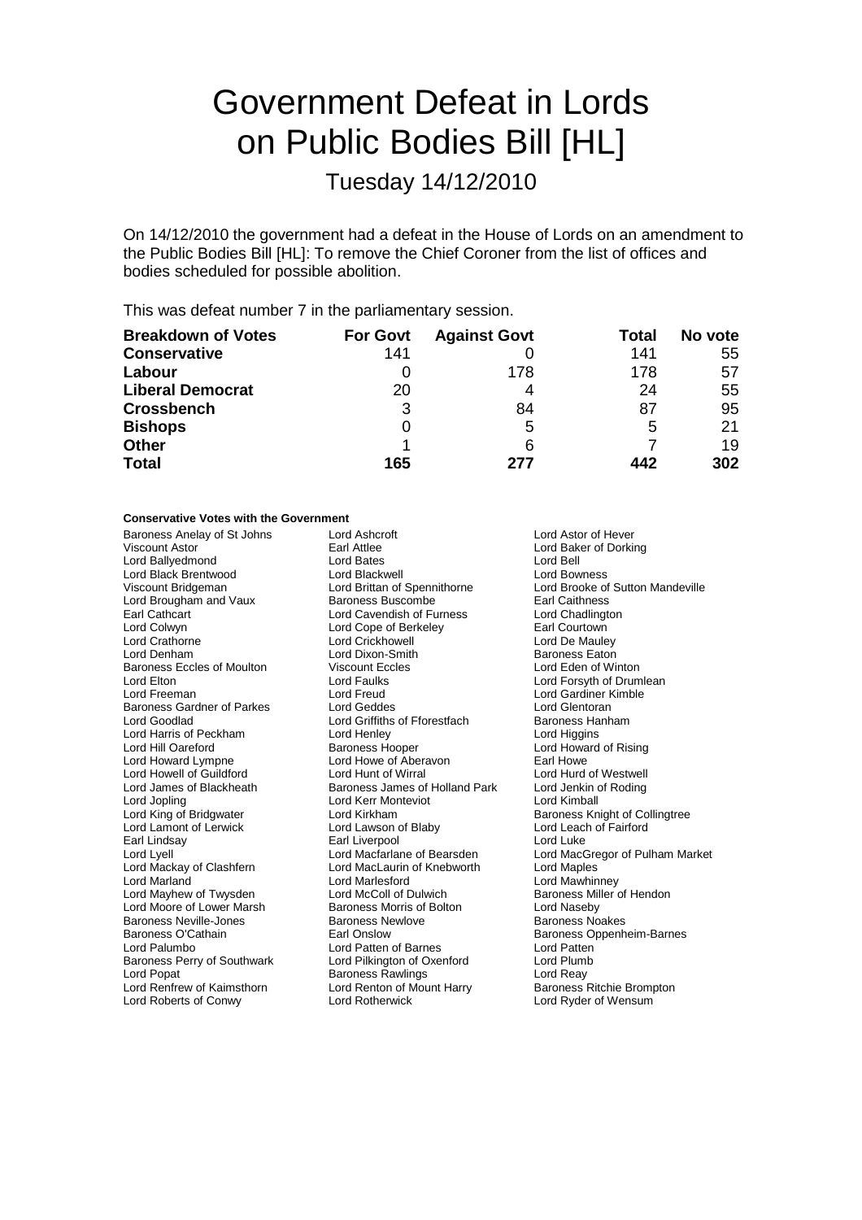# Government Defeat in Lords on Public Bodies Bill [HL]

## Tuesday 14/12/2010

On 14/12/2010 the government had a defeat in the House of Lords on an amendment to the Public Bodies Bill [HL]: To remove the Chief Coroner from the list of offices and bodies scheduled for possible abolition.

This was defeat number 7 in the parliamentary session.

| Breakdown of Votes | For Govt | Against Govt | Total | No vote |
|---|---|---|---|---|
| **Conservative** | 141 | 0 | 141 | 55 |
| **Labour** | 0 | 178 | 178 | 57 |
| **Liberal Democrat** | 20 | 4 | 24 | 55 |
| **Crossbench** | 3 | 84 | 87 | 95 |
| **Bishops** | 0 | 5 | 5 | 21 |
| **Other** | 1 | 6 | 7 | 19 |
| **Total** | **165** | **277** | **442** | **302** |

**Conservative Votes with the Government**

Baroness Anelay of St Johns
Lord Ashcroft
Lord Astor of Hever
Viscount Astor
Earl Attlee
Lord Baker of Dorking
Lord Ballyedmond
Lord Bates
Lord Bell
Lord Black Brentwood
Lord Blackwell
Lord Bowness
Viscount Bridgeman
Lord Brittan of Spennithorne
Lord Brooke of Sutton Mandeville
Lord Brougham and Vaux
Baroness Buscombe
Earl Caithness
Earl Cathcart
Lord Cavendish of Furness
Lord Chadlington
Lord Colwyn
Lord Cope of Berkeley
Earl Courtown
Lord Crathorne
Lord Crickhowell
Lord De Mauley
Lord Denham
Lord Dixon-Smith
Baroness Eaton
Baroness Eccles of Moulton
Viscount Eccles
Lord Eden of Winton
Lord Elton
Lord Faulks
Lord Forsyth of Drumlean
Lord Freeman
Lord Freud
Lord Gardiner Kimble
Baroness Gardner of Parkes
Lord Geddes
Lord Glentoran
Lord Goodlad
Lord Griffiths of Fforestfach
Baroness Hanham
Lord Harris of Peckham
Lord Henley
Lord Higgins
Lord Hill Oareford
Baroness Hooper
Lord Howard of Rising
Lord Howard Lympne
Lord Howe of Aberavon
Earl Howe
Lord Howell of Guildford
Lord Hunt of Wirral
Lord Hurd of Westwell
Lord James of Blackheath
Baroness James of Holland Park
Lord Jenkin of Roding
Lord Jopling
Lord Kerr Monteviot
Lord Kimball
Lord King of Bridgwater
Lord Kirkham
Baroness Knight of Collingtree
Lord Lamont of Lerwick
Lord Lawson of Blaby
Lord Leach of Fairford
Earl Lindsay
Earl Liverpool
Lord Luke
Lord Lyell
Lord Macfarlane of Bearsden
Lord MacGregor of Pulham Market
Lord Mackay of Clashfern
Lord MacLaurin of Knebworth
Lord Maples
Lord Marland
Lord Marlesford
Lord Mawhinney
Lord Mayhew of Twysden
Lord McColl of Dulwich
Baroness Miller of Hendon
Lord Moore of Lower Marsh
Baroness Morris of Bolton
Lord Naseby
Baroness Neville-Jones
Baroness Newlove
Baroness Noakes
Baroness O'Cathain
Earl Onslow
Baroness Oppenheim-Barnes
Lord Palumbo
Lord Patten of Barnes
Lord Patten
Baroness Perry of Southwark
Lord Pilkington of Oxenford
Lord Plumb
Lord Popat
Baroness Rawlings
Lord Reay
Lord Renfrew of Kaimsthorn
Lord Renton of Mount Harry
Baroness Ritchie Brompton
Lord Roberts of Conwy
Lord Rotherwick
Lord Ryder of Wensum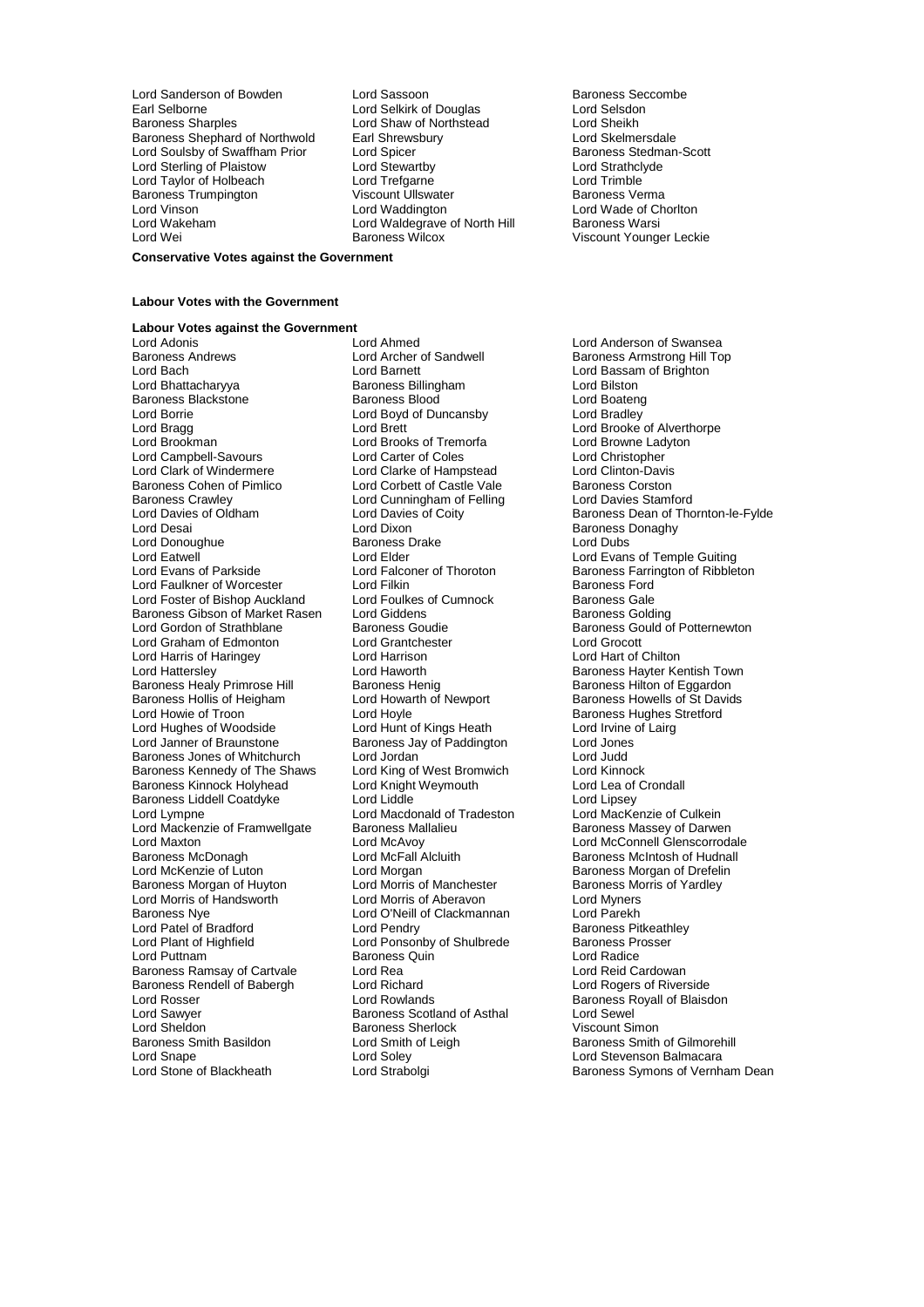Lord Sanderson of Bowden
Lord Sassoon
Baroness Seccombe
Earl Selborne
Lord Selkirk of Douglas
Lord Selsdon
Baroness Sharples
Lord Shaw of Northstead
Lord Sheikh
Baroness Shephard of Northwold
Earl Shrewsbury
Lord Skelmersdale
Lord Soulsby of Swaffham Prior
Lord Spicer
Baroness Stedman-Scott
Lord Sterling of Plaistow
Lord Stewartby
Lord Strathclyde
Lord Taylor of Holbeach
Lord Trefgarne
Lord Trimble
Baroness Trumpington
Viscount Ullswater
Baroness Verma
Lord Vinson
Lord Waddington
Lord Wade of Chorlton
Lord Wakeham
Lord Waldegrave of North Hill
Baroness Warsi
Lord Wei
Baroness Wilcox
Viscount Younger Leckie

**Conservative Votes against the Government**

**Labour Votes with the Government**

**Labour Votes against the Government**

Lord Adonis
Lord Ahmed
Lord Anderson of Swansea
Baroness Andrews
Lord Archer of Sandwell
Baroness Armstrong Hill Top
Lord Bach
Lord Barnett
Lord Bassam of Brighton
Lord Bhattacharyya
Baroness Billingham
Lord Bilston
Baroness Blackstone
Baroness Blood
Lord Boateng
Lord Borrie
Lord Boyd of Duncansby
Lord Bradley
Lord Bragg
Lord Brett
Lord Brooke of Alverthorpe
Lord Brookman
Lord Brooks of Tremorfa
Lord Browne Ladyton
Lord Campbell-Savours
Lord Carter of Coles
Lord Christopher
Lord Clark of Windermere
Lord Clarke of Hampstead
Lord Clinton-Davis
Baroness Cohen of Pimlico
Lord Corbett of Castle Vale
Baroness Corston
Baroness Crawley
Lord Cunningham of Felling
Lord Davies Stamford
Lord Davies of Oldham
Lord Davies of Coity
Baroness Dean of Thornton-le-Fylde
Lord Desai
Lord Dixon
Baroness Donaghy
Lord Donoughue
Baroness Drake
Lord Dubs
Lord Eatwell
Lord Elder
Lord Evans of Temple Guiting
Lord Evans of Parkside
Lord Falconer of Thoroton
Baroness Farrington of Ribbleton
Lord Faulkner of Worcester
Lord Filkin
Baroness Ford
Lord Foster of Bishop Auckland
Lord Foulkes of Cumnock
Baroness Gale
Baroness Gibson of Market Rasen
Lord Giddens
Baroness Golding
Lord Gordon of Strathblane
Baroness Goudie
Baroness Gould of Potternewton
Lord Graham of Edmonton
Lord Grantchester
Lord Grocott
Lord Harris of Haringey
Lord Harrison
Lord Hart of Chilton
Lord Hattersley
Lord Haworth
Baroness Hayter Kentish Town
Baroness Healy Primrose Hill
Baroness Henig
Baroness Hilton of Eggardon
Baroness Hollis of Heigham
Lord Howarth of Newport
Baroness Howells of St Davids
Lord Howie of Troon
Lord Hoyle
Baroness Hughes Stretford
Lord Hughes of Woodside
Lord Hunt of Kings Heath
Lord Irvine of Lairg
Lord Janner of Braunstone
Baroness Jay of Paddington
Lord Jones
Baroness Jones of Whitchurch
Lord Jordan
Lord Judd
Baroness Kennedy of The Shaws
Lord King of West Bromwich
Lord Kinnock
Baroness Kinnock Holyhead
Lord Knight Weymouth
Lord Lea of Crondall
Baroness Liddell Coatdyke
Lord Liddle
Lord Lipsey
Lord Lympne
Lord Macdonald of Tradeston
Lord MacKenzie of Culkein
Lord Mackenzie of Framwellgate
Baroness Mallalieu
Baroness Massey of Darwen
Lord Maxton
Lord McAvoy
Lord McConnell Glenscorrodale
Baroness McDonagh
Lord McFall Alcluith
Baroness McIntosh of Hudnall
Lord McKenzie of Luton
Lord Morgan
Baroness Morgan of Drefelin
Baroness Morgan of Huyton
Lord Morris of Manchester
Baroness Morris of Yardley
Lord Morris of Handsworth
Lord Morris of Aberavon
Lord Myners
Baroness Nye
Lord O'Neill of Clackmannan
Lord Parekh
Lord Patel of Bradford
Lord Pendry
Baroness Pitkeathley
Lord Plant of Highfield
Lord Ponsonby of Shulbrede
Baroness Prosser
Lord Puttnam
Baroness Quin
Lord Radice
Baroness Ramsay of Cartvale
Lord Rea
Lord Reid Cardowan
Baroness Rendell of Babergh
Lord Richard
Lord Rogers of Riverside
Lord Rosser
Lord Rowlands
Baroness Royall of Blaisdon
Lord Sawyer
Baroness Scotland of Asthal
Lord Sewel
Lord Sheldon
Baroness Sherlock
Viscount Simon
Baroness Smith Basildon
Lord Smith of Leigh
Baroness Smith of Gilmorehill
Lord Snape
Lord Soley
Lord Stevenson Balmacara
Lord Stone of Blackheath
Lord Strabolgi
Baroness Symons of Vernham Dean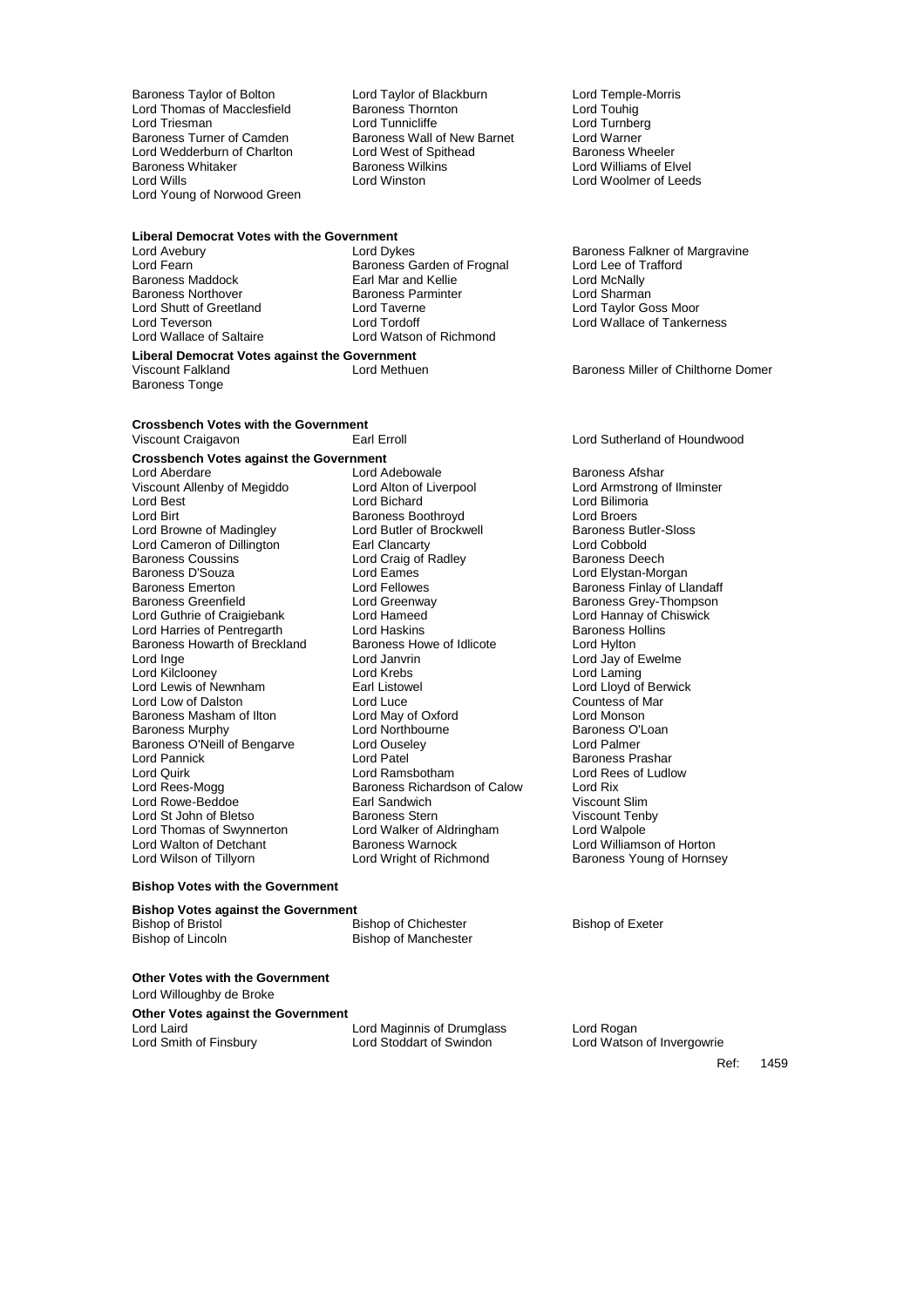Baroness Taylor of Bolton
Lord Taylor of Blackburn
Lord Temple-Morris
Lord Thomas of Macclesfield
Baroness Thornton
Lord Touhig
Lord Triesman
Lord Tunnicliffe
Lord Turnberg
Baroness Turner of Camden
Baroness Wall of New Barnet
Lord Warner
Lord Wedderburn of Charlton
Lord West of Spithead
Baroness Wheeler
Baroness Whitaker
Baroness Wilkins
Lord Williams of Elvel
Lord Wills
Lord Winston
Lord Woolmer of Leeds
Lord Young of Norwood Green

**Liberal Democrat Votes with the Government**

Lord Avebury
Lord Dykes
Baroness Falkner of Margravine
Lord Fearn
Baroness Garden of Frognal
Lord Lee of Trafford
Baroness Maddock
Earl Mar and Kellie
Lord McNally
Baroness Northover
Baroness Parminter
Lord Sharman
Lord Shutt of Greetland
Lord Taverne
Lord Taylor Goss Moor
Lord Teverson
Lord Tordoff
Lord Wallace of Tankerness
Lord Wallace of Saltaire
Lord Watson of Richmond

**Liberal Democrat Votes against the Government**

Viscount Falkland
Lord Methuen
Baroness Miller of Chilthorne Domer
Baroness Tonge

**Crossbench Votes with the Government**

Viscount Craigavon
Earl Erroll
Lord Sutherland of Houndwood

**Crossbench Votes against the Government**

Lord Aberdare
Lord Adebowale
Baroness Afshar
Viscount Allenby of Megiddo
Lord Alton of Liverpool
Lord Armstrong of Ilminster
Lord Best
Lord Bichard
Lord Bilimoria
Lord Birt
Baroness Boothroyd
Lord Broers
Lord Browne of Madingley
Lord Butler of Brockwell
Baroness Butler-Sloss
Lord Cameron of Dillington
Earl Clancarty
Lord Cobbold
Baroness Coussins
Lord Craig of Radley
Baroness Deech
Baroness D'Souza
Lord Eames
Lord Elystan-Morgan
Baroness Emerton
Lord Fellowes
Baroness Finlay of Llandaff
Baroness Greenfield
Lord Greenway
Baroness Grey-Thompson
Lord Guthrie of Craigiebank
Lord Hameed
Lord Hannay of Chiswick
Lord Harries of Pentregarth
Lord Haskins
Baroness Hollins
Baroness Howarth of Breckland
Baroness Howe of Idlicote
Lord Hylton
Lord Inge
Lord Janvrin
Lord Jay of Ewelme
Lord Kilclooney
Lord Krebs
Lord Laming
Lord Lewis of Newnham
Earl Listowel
Lord Lloyd of Berwick
Lord Low of Dalston
Lord Luce
Countess of Mar
Baroness Masham of Ilton
Lord May of Oxford
Lord Monson
Baroness Murphy
Lord Northbourne
Baroness O'Loan
Baroness O'Neill of Bengarve
Lord Ouseley
Lord Palmer
Lord Pannick
Lord Patel
Baroness Prashar
Lord Quirk
Lord Ramsbotham
Lord Rees of Ludlow
Lord Rees-Mogg
Baroness Richardson of Calow
Lord Rix
Lord Rowe-Beddoe
Earl Sandwich
Viscount Slim
Lord St John of Bletso
Baroness Stern
Viscount Tenby
Lord Thomas of Swynnerton
Lord Walker of Aldringham
Lord Walpole
Lord Walton of Detchant
Baroness Warnock
Lord Williamson of Horton
Lord Wilson of Tillyorn
Lord Wright of Richmond
Baroness Young of Hornsey

**Bishop Votes with the Government**

**Bishop Votes against the Government**

Bishop of Bristol
Bishop of Chichester
Bishop of Exeter
Bishop of Lincoln
Bishop of Manchester

**Other Votes with the Government**

Lord Willoughby de Broke

**Other Votes against the Government**

Lord Laird
Lord Maginnis of Drumglass
Lord Rogan
Lord Smith of Finsbury
Lord Stoddart of Swindon
Lord Watson of Invergowrie

Ref: 1459